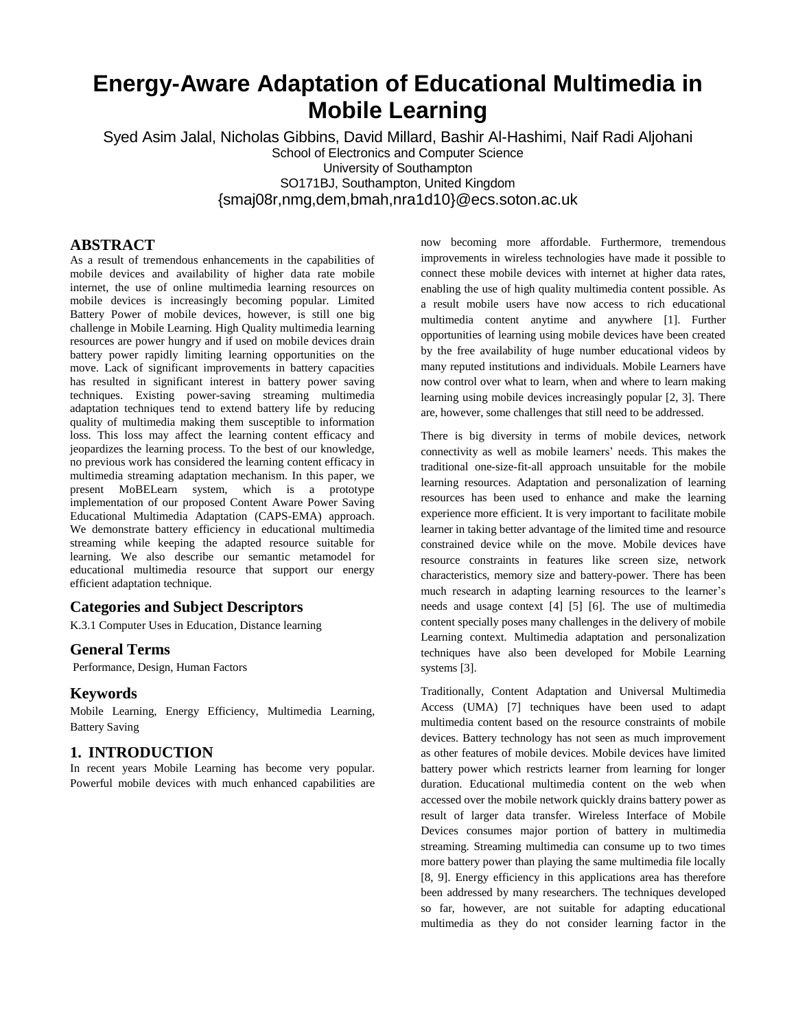# Energy-Aware Adaptation of Educational Multimedia in Mobile Learning

Syed Asim Jalal, Nicholas Gibbins, David Millard, Bashir Al-Hashimi, Naif Radi Aljohani
School of Electronics and Computer Science
University of Southampton
SO171BJ, Southampton, United Kingdom
{smaj08r,nmg,dem,bmah,nra1d10}@ecs.soton.ac.uk

## ABSTRACT

As a result of tremendous enhancements in the capabilities of mobile devices and availability of higher data rate mobile internet, the use of online multimedia learning resources on mobile devices is increasingly becoming popular. Limited Battery Power of mobile devices, however, is still one big challenge in Mobile Learning. High Quality multimedia learning resources are power hungry and if used on mobile devices drain battery power rapidly limiting learning opportunities on the move. Lack of significant improvements in battery capacities has resulted in significant interest in battery power saving techniques. Existing power-saving streaming multimedia adaptation techniques tend to extend battery life by reducing quality of multimedia making them susceptible to information loss. This loss may affect the learning content efficacy and jeopardizes the learning process. To the best of our knowledge, no previous work has considered the learning content efficacy in multimedia streaming adaptation mechanism. In this paper, we present MoBELearn system, which is a prototype implementation of our proposed Content Aware Power Saving Educational Multimedia Adaptation (CAPS-EMA) approach. We demonstrate battery efficiency in educational multimedia streaming while keeping the adapted resource suitable for learning. We also describe our semantic metamodel for educational multimedia resource that support our energy efficient adaptation technique.

## Categories and Subject Descriptors

K.3.1 Computer Uses in Education, Distance learning

## General Terms

Performance, Design, Human Factors

## Keywords

Mobile Learning, Energy Efficiency, Multimedia Learning, Battery Saving

## 1. INTRODUCTION

In recent years Mobile Learning has become very popular. Powerful mobile devices with much enhanced capabilities are now becoming more affordable. Furthermore, tremendous improvements in wireless technologies have made it possible to connect these mobile devices with internet at higher data rates, enabling the use of high quality multimedia content possible. As a result mobile users have now access to rich educational multimedia content anytime and anywhere [1]. Further opportunities of learning using mobile devices have been created by the free availability of huge number educational videos by many reputed institutions and individuals. Mobile Learners have now control over what to learn, when and where to learn making learning using mobile devices increasingly popular [2, 3]. There are, however, some challenges that still need to be addressed.

There is big diversity in terms of mobile devices, network connectivity as well as mobile learners' needs. This makes the traditional one-size-fit-all approach unsuitable for the mobile learning resources. Adaptation and personalization of learning resources has been used to enhance and make the learning experience more efficient. It is very important to facilitate mobile learner in taking better advantage of the limited time and resource constrained device while on the move. Mobile devices have resource constraints in features like screen size, network characteristics, memory size and battery-power. There has been much research in adapting learning resources to the learner's needs and usage context [4] [5] [6]. The use of multimedia content specially poses many challenges in the delivery of mobile Learning context. Multimedia adaptation and personalization techniques have also been developed for Mobile Learning systems [3].

Traditionally, Content Adaptation and Universal Multimedia Access (UMA) [7] techniques have been used to adapt multimedia content based on the resource constraints of mobile devices. Battery technology has not seen as much improvement as other features of mobile devices. Mobile devices have limited battery power which restricts learner from learning for longer duration. Educational multimedia content on the web when accessed over the mobile network quickly drains battery power as result of larger data transfer. Wireless Interface of Mobile Devices consumes major portion of battery in multimedia streaming. Streaming multimedia can consume up to two times more battery power than playing the same multimedia file locally [8, 9]. Energy efficiency in this applications area has therefore been addressed by many researchers. The techniques developed so far, however, are not suitable for adapting educational multimedia as they do not consider learning factor in the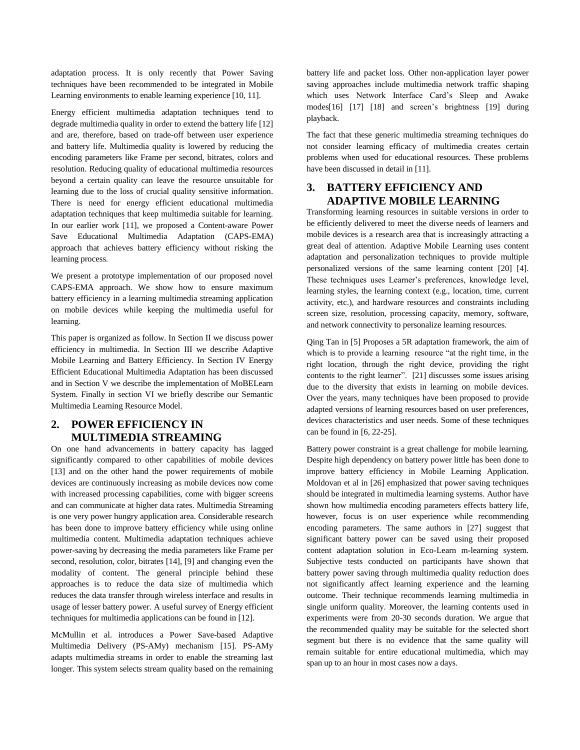adaptation process. It is only recently that Power Saving techniques have been recommended to be integrated in Mobile Learning environments to enable learning experience [10, 11].

Energy efficient multimedia adaptation techniques tend to degrade multimedia quality in order to extend the battery life [12] and are, therefore, based on trade-off between user experience and battery life. Multimedia quality is lowered by reducing the encoding parameters like Frame per second, bitrates, colors and resolution. Reducing quality of educational multimedia resources beyond a certain quality can leave the resource unsuitable for learning due to the loss of crucial quality sensitive information. There is need for energy efficient educational multimedia adaptation techniques that keep multimedia suitable for learning. In our earlier work [11], we proposed a Content-aware Power Save Educational Multimedia Adaptation (CAPS-EMA) approach that achieves battery efficiency without risking the learning process.

We present a prototype implementation of our proposed novel CAPS-EMA approach. We show how to ensure maximum battery efficiency in a learning multimedia streaming application on mobile devices while keeping the multimedia useful for learning.

This paper is organized as follow. In Section II we discuss power efficiency in multimedia. In Section III we describe Adaptive Mobile Learning and Battery Efficiency. In Section IV Energy Efficient Educational Multimedia Adaptation has been discussed and in Section V we describe the implementation of MoBELearn System. Finally in section VI we briefly describe our Semantic Multimedia Learning Resource Model.

## 2. POWER EFFICIENCY IN MULTIMEDIA STREAMING

On one hand advancements in battery capacity has lagged significantly compared to other capabilities of mobile devices [13] and on the other hand the power requirements of mobile devices are continuously increasing as mobile devices now come with increased processing capabilities, come with bigger screens and can communicate at higher data rates. Multimedia Streaming is one very power hungry application area. Considerable research has been done to improve battery efficiency while using online multimedia content. Multimedia adaptation techniques achieve power-saving by decreasing the media parameters like Frame per second, resolution, color, bitrates [14], [9] and changing even the modality of content. The general principle behind these approaches is to reduce the data size of multimedia which reduces the data transfer through wireless interface and results in usage of lesser battery power. A useful survey of Energy efficient techniques for multimedia applications can be found in [12].

McMullin et al. introduces a Power Save-based Adaptive Multimedia Delivery (PS-AMy) mechanism [15]. PS-AMy adapts multimedia streams in order to enable the streaming last longer. This system selects stream quality based on the remaining battery life and packet loss. Other non-application layer power saving approaches include multimedia network traffic shaping which uses Network Interface Card's Sleep and Awake modes[16] [17] [18] and screen's brightness [19] during playback.

The fact that these generic multimedia streaming techniques do not consider learning efficacy of multimedia creates certain problems when used for educational resources. These problems have been discussed in detail in [11].

## 3. BATTERY EFFICIENCY AND ADAPTIVE MOBILE LEARNING

Transforming learning resources in suitable versions in order to be efficiently delivered to meet the diverse needs of learners and mobile devices is a research area that is increasingly attracting a great deal of attention. Adaptive Mobile Learning uses content adaptation and personalization techniques to provide multiple personalized versions of the same learning content [20] [4]. These techniques uses Learner's preferences, knowledge level, learning styles, the learning context (e.g., location, time, current activity, etc.), and hardware resources and constraints including screen size, resolution, processing capacity, memory, software, and network connectivity to personalize learning resources.

Qing Tan in [5] Proposes a 5R adaptation framework, the aim of which is to provide a learning resource "at the right time, in the right location, through the right device, providing the right contents to the right learner". [21] discusses some issues arising due to the diversity that exists in learning on mobile devices. Over the years, many techniques have been proposed to provide adapted versions of learning resources based on user preferences, devices characteristics and user needs. Some of these techniques can be found in [6, 22-25].

Battery power constraint is a great challenge for mobile learning. Despite high dependency on battery power little has been done to improve battery efficiency in Mobile Learning Application. Moldovan et al in [26] emphasized that power saving techniques should be integrated in multimedia learning systems. Author have shown how multimedia encoding parameters effects battery life, however, focus is on user experience while recommending encoding parameters. The same authors in [27] suggest that significant battery power can be saved using their proposed content adaptation solution in Eco-Learn m-learning system. Subjective tests conducted on participants have shown that battery power saving through multimedia quality reduction does not significantly affect learning experience and the learning outcome. Their technique recommends learning multimedia in single uniform quality. Moreover, the learning contents used in experiments were from 20-30 seconds duration. We argue that the recommended quality may be suitable for the selected short segment but there is no evidence that the same quality will remain suitable for entire educational multimedia, which may span up to an hour in most cases now a days.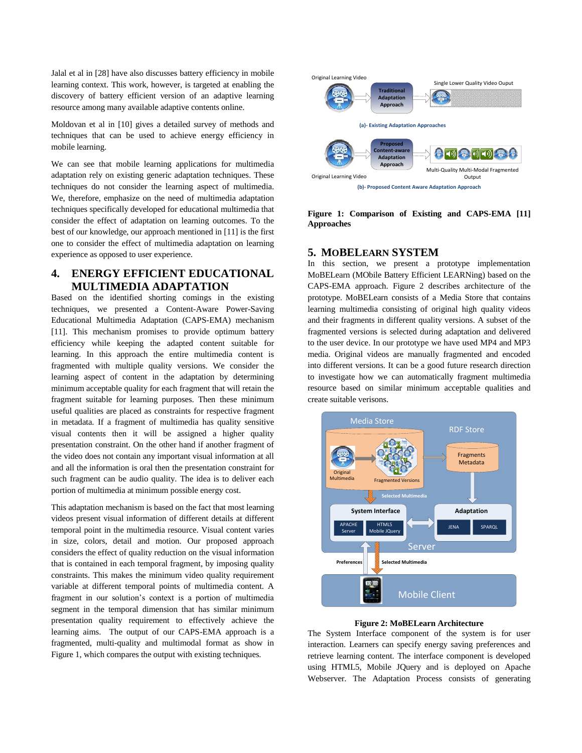Jalal et al in [28] have also discusses battery efficiency in mobile learning context. This work, however, is targeted at enabling the discovery of battery efficient version of an adaptive learning resource among many available adaptive contents online.

Moldovan et al in [10] gives a detailed survey of methods and techniques that can be used to achieve energy efficiency in mobile learning.

We can see that mobile learning applications for multimedia adaptation rely on existing generic adaptation techniques. These techniques do not consider the learning aspect of multimedia. We, therefore, emphasize on the need of multimedia adaptation techniques specifically developed for educational multimedia that consider the effect of adaptation on learning outcomes. To the best of our knowledge, our approach mentioned in [11] is the first one to consider the effect of multimedia adaptation on learning experience as opposed to user experience.

## 4. ENERGY EFFICIENT EDUCATIONAL MULTIMEDIA ADAPTATION

Based on the identified shorting comings in the existing techniques, we presented a Content-Aware Power-Saving Educational Multimedia Adaptation (CAPS-EMA) mechanism [11]. This mechanism promises to provide optimum battery efficiency while keeping the adapted content suitable for learning. In this approach the entire multimedia content is fragmented with multiple quality versions. We consider the learning aspect of content in the adaptation by determining minimum acceptable quality for each fragment that will retain the fragment suitable for learning purposes. Then these minimum useful qualities are placed as constraints for respective fragment in metadata. If a fragment of multimedia has quality sensitive visual contents then it will be assigned a higher quality presentation constraint. On the other hand if another fragment of the video does not contain any important visual information at all and all the information is oral then the presentation constraint for such fragment can be audio quality. The idea is to deliver each portion of multimedia at minimum possible energy cost.

This adaptation mechanism is based on the fact that most learning videos present visual information of different details at different temporal point in the multimedia resource. Visual content varies in size, colors, detail and motion. Our proposed approach considers the effect of quality reduction on the visual information that is contained in each temporal fragment, by imposing quality constraints. This makes the minimum video quality requirement variable at different temporal points of multimedia content. A fragment in our solution's context is a portion of multimedia segment in the temporal dimension that has similar minimum presentation quality requirement to effectively achieve the learning aims. The output of our CAPS-EMA approach is a fragmented, multi-quality and multimodal format as show in Figure 1, which compares the output with existing techniques.

Original Learning Video
Traditional Adaptation Approach
Single Lower Quality Video Ouput
(a)- Existing Adaptation Approaches
Original Learning Video
Proposed Content-aware Adaptation Approach
Multi-Quality Multi-Modal Fragmented Output
(b)- Proposed Content Aware Adaptation Approach

**Figure 1: Comparison of Existing and CAPS-EMA [11] Approaches**

## 5. MOBELEARN SYSTEM

In this section, we present a prototype implementation MoBELearn (MObile Battery Efficient LEARNing) based on the CAPS-EMA approach. Figure 2 describes architecture of the prototype. MoBELearn consists of a Media Store that contains learning multimedia consisting of original high quality videos and their fragments in different quality versions. A subset of the fragmented versions is selected during adaptation and delivered to the user device. In our prototype we have used MP4 and MP3 media. Original videos are manually fragmented and encoded into different versions. It can be a good future research direction to investigate how we can automatically fragment multimedia resource based on similar minimum acceptable qualities and create suitable verisons.

Media Store
RDF Store
Original Multimedia
Fragmented Versions
Fragments Metadata
Selected Multimedia
System Interface
APACHE Server
HTML5 Mobile JQuery
Adaptation
JENA
SPARQL
Server
Preferences
Selected Multimedia
Mobile Client

**Figure 2: MoBELearn Architecture**

The System Interface component of the system is for user interaction. Learners can specify energy saving preferences and retrieve learning content. The interface component is developed using HTML5, Mobile JQuery and is deployed on Apache Webserver. The Adaptation Process consists of generating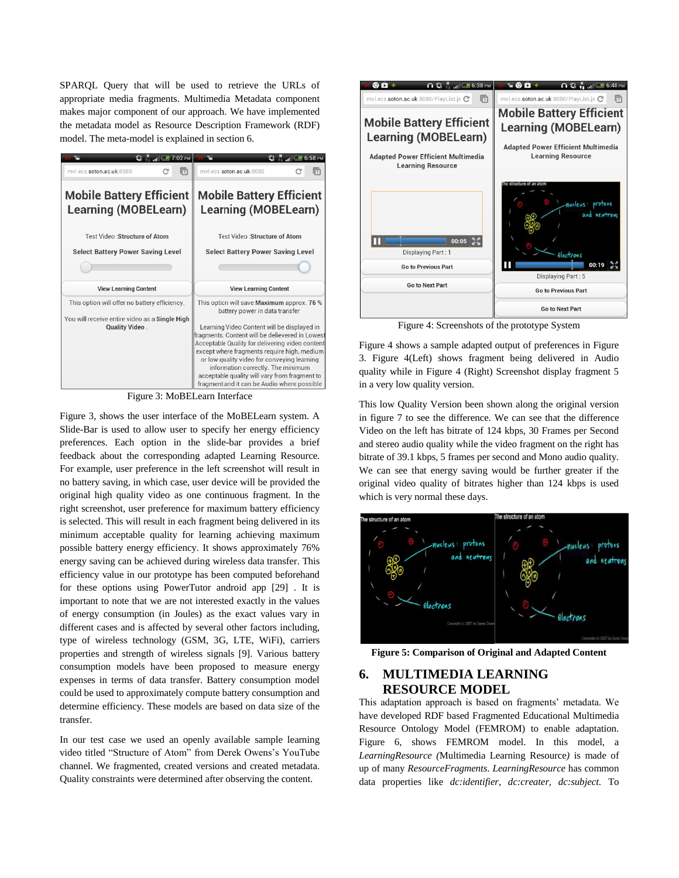SPARQL Query that will be used to retrieve the URLs of appropriate media fragments. Multimedia Metadata component makes major component of our approach. We have implemented the metadata model as Resource Description Framework (RDF) model. The meta-model is explained in section 6.

Figure 3: MoBELearn Interface

Figure 3, shows the user interface of the MoBELearn system. A Slide-Bar is used to allow user to specify her energy efficiency preferences. Each option in the slide-bar provides a brief feedback about the corresponding adapted Learning Resource. For example, user preference in the left screenshot will result in no battery saving, in which case, user device will be provided the original high quality video as one continuous fragment. In the right screenshot, user preference for maximum battery efficiency is selected. This will result in each fragment being delivered in its minimum acceptable quality for learning achieving maximum possible battery energy efficiency. It shows approximately 76% energy saving can be achieved during wireless data transfer. This efficiency value in our prototype has been computed beforehand for these options using PowerTutor android app [29] . It is important to note that we are not interested exactly in the values of energy consumption (in Joules) as the exact values vary in different cases and is affected by several other factors including, type of wireless technology (GSM, 3G, LTE, WiFi), carriers properties and strength of wireless signals [9]. Various battery consumption models have been proposed to measure energy expenses in terms of data transfer. Battery consumption model could be used to approximately compute battery consumption and determine efficiency. These models are based on data size of the transfer.

In our test case we used an openly available sample learning video titled "Structure of Atom" from Derek Owens's YouTube channel. We fragmented, created versions and created metadata. Quality constraints were determined after observing the content.

Figure 4: Screenshots of the prototype System

Figure 4 shows a sample adapted output of preferences in Figure 3. Figure 4(Left) shows fragment being delivered in Audio quality while in Figure 4 (Right) Screenshot display fragment 5 in a very low quality version.

This low Quality Version been shown along the original version in figure 7 to see the difference. We can see that the difference Video on the left has bitrate of 124 kbps, 30 Frames per Second and stereo audio quality while the video fragment on the right has bitrate of 39.1 kbps, 5 frames per second and Mono audio quality. We can see that energy saving would be further greater if the original video quality of bitrates higher than 124 kbps is used which is very normal these days.

**Figure 5: Comparison of Original and Adapted Content**

## 6. MULTIMEDIA LEARNING RESOURCE MODEL

This adaptation approach is based on fragments' metadata. We have developed RDF based Fragmented Educational Multimedia Resource Ontology Model (FEMROM) to enable adaptation. Figure 6, shows FEMROM model. In this model, a *LearningResource (*Multimedia Learning Resource*)* is made of up of many *ResourceFragments*. *LearningResource* has common data properties like *dc:identifier*, *dc:creater*, *dc:subject*. To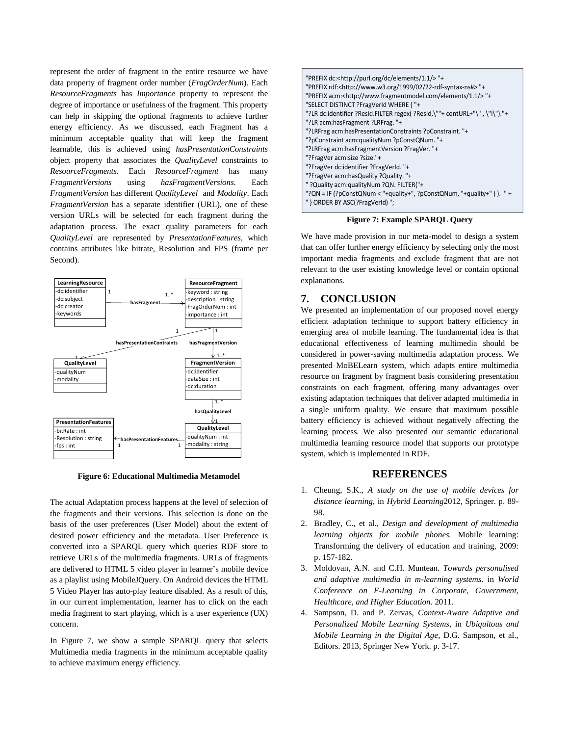represent the order of fragment in the entire resource we have data property of fragment order number (*FragOrderNum*). Each *ResourceFragments* has *Importance* property to represent the degree of importance or usefulness of the fragment. This property can help in skipping the optional fragments to achieve further energy efficiency. As we discussed, each Fragment has a minimum acceptable quality that will keep the fragment learnable, this is achieved using *hasPresentationConstraints* object property that associates the *QualityLevel* constraints to *ResourceFragments*. Each *ResourceFragment* has many *FragmentVersions* using *hasFragmentVersions*. Each *FragmentVersion* has different *QualityLevel* and *Modality*. Each *FragmentVersion* has a separate identifier (URL), one of these version URLs will be selected for each fragment during the adaptation process. The exact quality parameters for each *QualityLevel* are represented by *PresentationFeatures*, which contains attributes like bitrate, Resolution and FPS (frame per Second).

**Figure 6: Educational Multimedia Metamodel**

The actual Adaptation process happens at the level of selection of the fragments and their versions. This selection is done on the basis of the user preferences (User Model) about the extent of desired power efficiency and the metadata. User Preference is converted into a SPARQL query which queries RDF store to retrieve URLs of the multimedia fragments. URLs of fragments are delivered to HTML 5 video player in learner's mobile device as a playlist using MobileJQuery. On Android devices the HTML 5 Video Player has auto-play feature disabled. As a result of this, in our current implementation, learner has to click on the each media fragment to start playing, which is a user experience (UX) concern.

In Figure 7, we show a sample SPARQL query that selects Multimedia media fragments in the minimum acceptable quality to achieve maximum energy efficiency.

```
"PREFIX dc:<http://purl.org/dc/elements/1.1/> "+
"PREFIX rdf:<http://www.w3.org/1999/02/22-rdf-syntax-ns#> "+
"PREFIX acm:<http://www.fragmentmodel.com/elements/1.1/> "+
"SELECT DISTINCT ?FragVerId WHERE { "+
"?LR dc:identifier ?ResId.FILTER regex( ?ResId,\""+ contURL+"\" , \"i\")."+
"?LR acm:hasFragment ?LRFrag. "+
"?LRFrag acm:hasPresentationConstraints ?pConstraint. "+
"?pConstraint acm:qualityNum ?pConstQNum. "+
"?LRFrag acm:hasFragmentVersion ?FragVer. "+
"?FragVer acm:size ?size."+
"?FragVer dc:identifier ?FragVerId. "+
"?FragVer acm:hasQuality ?Quality. "+
" ?Quality acm:qualityNum ?QN. FILTER("+
"?QN = IF (?pConstQNum < "+quality+", ?pConstQNum, "+quality+" ) ).  " +
" } ORDER BY ASC(?FragVerId) ";
```

**Figure 7: Example SPARQL Query**

We have made provision in our meta-model to design a system that can offer further energy efficiency by selecting only the most important media fragments and exclude fragment that are not relevant to the user existing knowledge level or contain optional explanations.

## 7. CONCLUSION

We presented an implementation of our proposed novel energy efficient adaptation technique to support battery efficiency in emerging area of mobile learning. The fundamental idea is that educational effectiveness of learning multimedia should be considered in power-saving multimedia adaptation process. We presented MoBELearn system, which adapts entire multimedia resource on fragment by fragment basis considering presentation constraints on each fragment, offering many advantages over existing adaptation techniques that deliver adapted multimedia in a single uniform quality. We ensure that maximum possible battery efficiency is achieved without negatively affecting the learning process. We also presented our semantic educational multimedia learning resource model that supports our prototype system, which is implemented in RDF.

## REFERENCES

1. Cheung, S.K., *A study on the use of mobile devices for distance learning*, in *Hybrid Learning*2012, Springer. p. 89-98.
2. Bradley, C., et al., *Design and development of multimedia learning objects for mobile phones.* Mobile learning: Transforming the delivery of education and training, 2009: p. 157-182.
3. Moldovan, A.N. and C.H. Muntean. *Towards personalised and adaptive multimedia in m-learning systems*. in *World Conference on E-Learning in Corporate, Government, Healthcare, and Higher Education*. 2011.
4. Sampson, D. and P. Zervas, *Context-Aware Adaptive and Personalized Mobile Learning Systems*, in *Ubiquitous and Mobile Learning in the Digital Age*, D.G. Sampson, et al., Editors. 2013, Springer New York. p. 3-17.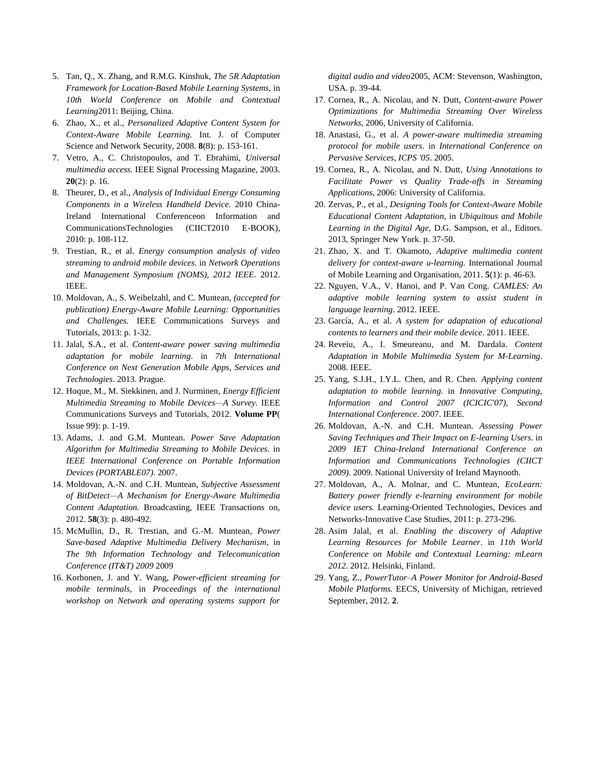5. Tan, Q., X. Zhang, and R.M.G. Kinshuk, *The 5R Adaptation Framework for Location-Based Mobile Learning Systems*, in *10th World Conference on Mobile and Contextual Learning*2011: Beijing, China.
6. Zhao, X., et al., *Personalized Adaptive Content System for Context-Aware Mobile Learning.* Int. J. of Computer Science and Network Security, 2008. **8**(8): p. 153-161.
7. Vetro, A., C. Christopoulos, and T. Ebrahimi, *Universal multimedia access.* IEEE Signal Processing Magazine, 2003. **20**(2): p. 16.
8. Theurer, D., et al., *Analysis of Individual Energy Consuming Components in a Wireless Handheld Device.* 2010 China-Ireland International Conferenceon Information and CommunicationsTechnologies (CIICT2010 E-BOOK), 2010: p. 108-112.
9. Trestian, R., et al. *Energy consumption analysis of video streaming to android mobile devices*. in *Network Operations and Management Symposium (NOMS), 2012 IEEE*. 2012. IEEE.
10. Moldovan, A., S. Weibelzahl, and C. Muntean, *(accepted for publication) Energy-Aware Mobile Learning: Opportunities and Challenges.* IEEE Communications Surveys and Tutorials, 2013: p. 1-32.
11. Jalal, S.A., et al. *Content-aware power saving multimedia adaptation for mobile learning*. in *7th International Conference on Next Generation Mobile Apps, Services and Technologies*. 2013. Prague.
12. Hoque, M., M. Siekkinen, and J. Nurminen, *Energy Efficient Multimedia Streaming to Mobile Devices—A Survey.* IEEE Communications Surveys and Tutorials, 2012. **Volume PP**( Issue 99): p. 1-19.
13. Adams, J. and G.M. Muntean. *Power Save Adaptation Algorithm for Multimedia Streaming to Mobile Devices*. in *IEEE International Conference on Portable Information Devices (PORTABLE07)*. 2007.
14. Moldovan, A.-N. and C.H. Muntean, *Subjective Assessment of BitDetect—A Mechanism for Energy-Aware Multimedia Content Adaptation.* Broadcasting, IEEE Transactions on, 2012. **58**(3): p. 480-492.
15. McMullin, D., R. Trestian, and G.-M. Muntean, *Power Save-based Adaptive Multimedia Delivery Mechanism*, in *The 9th Information Technology and Telecomunication Conference (IT&T) 2009* 2009
16. Korhonen, J. and Y. Wang, *Power-efficient streaming for mobile terminals*, in *Proceedings of the international workshop on Network and operating systems support for digital audio and video*2005, ACM: Stevenson, Washington, USA. p. 39-44.
17. Cornea, R., A. Nicolau, and N. Dutt, *Content-aware Power Optimizations for Multimedia Streaming Over Wireless Networks*, 2006, University of California.
18. Anastasi, G., et al. *A power-aware multimedia streaming protocol for mobile users*. in *International Conference on Pervasive Services, ICPS '05*. 2005.
19. Cornea, R., A. Nicolau, and N. Dutt, *Using Annotations to Facilitate Power vs Quality Trade-offs in Streaming Applications*, 2006: University of California.
20. Zervas, P., et al., *Designing Tools for Context-Aware Mobile Educational Content Adaptation*, in *Ubiquitous and Mobile Learning in the Digital Age*, D.G. Sampson, et al., Editors. 2013, Springer New York. p. 37-50.
21. Zhao, X. and T. Okamoto, *Adaptive multimedia content delivery for context-aware u-learning.* International Journal of Mobile Learning and Organisation, 2011. **5**(1): p. 46-63.
22. Nguyen, V.A., V. Hanoi, and P. Van Cong. *CAMLES: An adaptive mobile learning system to assist student in language learning*. 2012. IEEE.
23. García, A., et al. *A system for adaptation of educational contents to learners and their mobile device*. 2011. IEEE.
24. Reveiu, A., I. Smeureanu, and M. Dardala. *Content Adaptation in Mobile Multimedia System for M-Learning*. 2008. IEEE.
25. Yang, S.J.H., I.Y.L. Chen, and R. Chen. *Applying content adaptation to mobile learning*. in *Innovative Computing, Information and Control 2007 (ICICIC'07), Second International Conference*. 2007. IEEE.
26. Moldovan, A.-N. and C.H. Muntean. *Assessing Power Saving Techniques and Their Impact on E-learning Users*. in *2009 IET China-Ireland International Conference on Information and Communications Technologies (CIICT 2009)*. 2009. National University of Ireland Maynooth.
27. Moldovan, A., A. Molnar, and C. Muntean, *EcoLearn: Battery power friendly e-learning environment for mobile device users.* Learning-Oriented Technologies, Devices and Networks-Innovative Case Studies, 2011: p. 273-296.
28. Asim Jalal, et al. *Enabling the discovery of Adaptive Learning Resources for Mobile Learner*. in *11th World Conference on Mobile and Contextual Learning: mLearn 2012*. 2012. Helsinki, Finland.
29. Yang, Z., *PowerTutor–A Power Monitor for Android-Based Mobile Platforms.* EECS, University of Michigan, retrieved September, 2012. **2**.